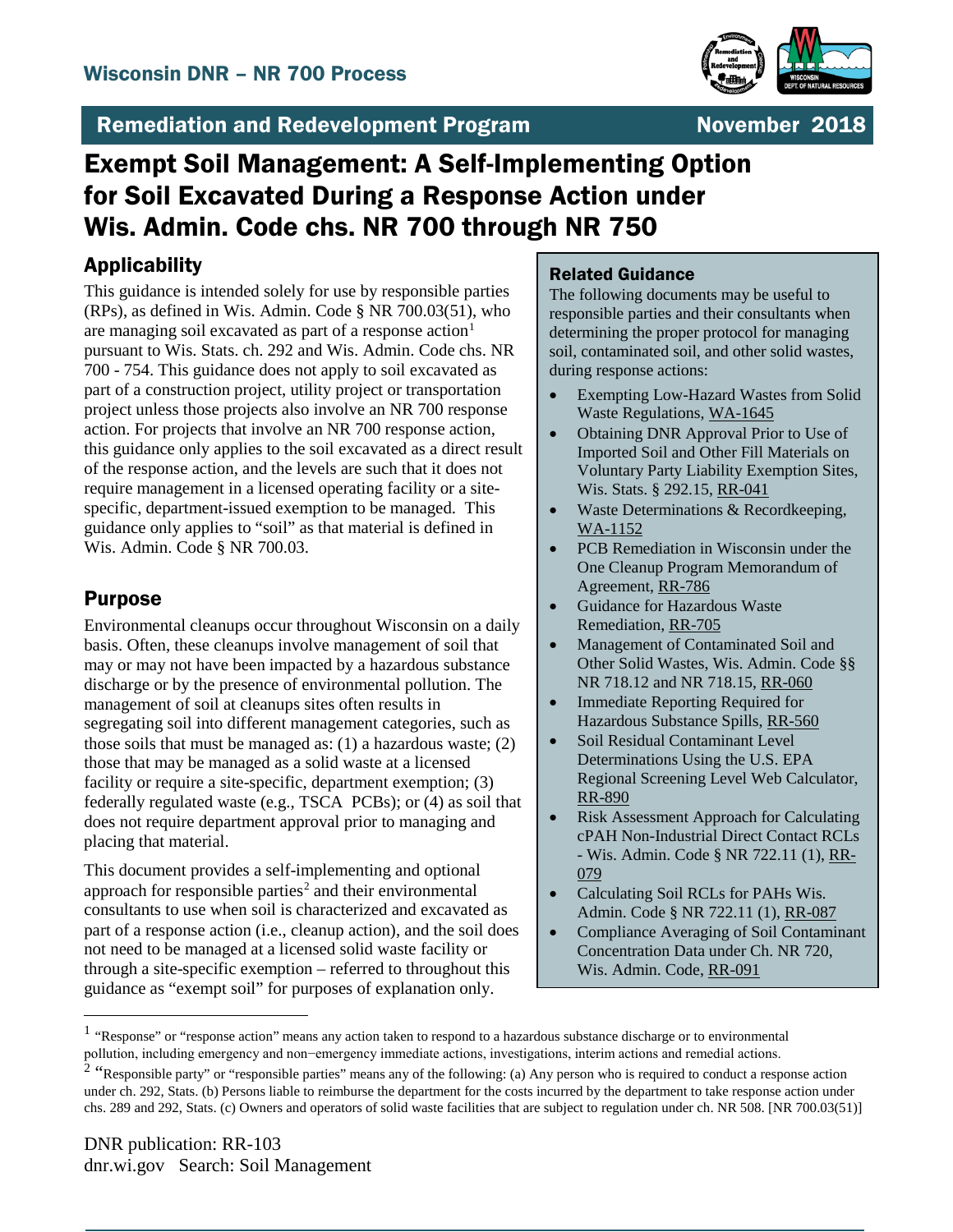Wisconsin DNR – NR 700 Process

Remediation and Redevelopment Program — November 2018

# Exempt Soil Management: A Self-Implementing Option for Soil Excavated During a Response Action under Wis. Admin. Code chs. NR 700 through NR 750

## Applicability

This guidance is intended solely for use by responsible parties (RPs), as defined in Wis. Admin. Code § NR 700.03(51), who are managing soil excavated as part of a response action[1] pursuant to Wis. Stats. ch. 292 and Wis. Admin. Code chs. NR 700 - 754. This guidance does not apply to soil excavated as part of a construction project, utility project or transportation project unless those projects also involve an NR 700 response action. For projects that involve an NR 700 response action, this guidance only applies to the soil excavated as a direct result of the response action, and the levels are such that it does not require management in a licensed operating facility or a site-specific, department-issued exemption to be managed. This guidance only applies to "soil" as that material is defined in Wis. Admin. Code § NR 700.03.

## Purpose

Environmental cleanups occur throughout Wisconsin on a daily basis. Often, these cleanups involve management of soil that may or may not have been impacted by a hazardous substance discharge or by the presence of environmental pollution. The management of soil at cleanups sites often results in segregating soil into different management categories, such as those soils that must be managed as: (1) a hazardous waste; (2) those that may be managed as a solid waste at a licensed facility or require a site-specific, department exemption; (3) federally regulated waste (e.g., TSCA PCBs); or (4) as soil that does not require department approval prior to managing and placing that material.

This document provides a self-implementing and optional approach for responsible parties[2] and their environmental consultants to use when soil is characterized and excavated as part of a response action (i.e., cleanup action), and the soil does not need to be managed at a licensed solid waste facility or through a site-specific exemption – referred to throughout this guidance as "exempt soil" for purposes of explanation only.

### Related Guidance

The following documents may be useful to responsible parties and their consultants when determining the proper protocol for managing soil, contaminated soil, and other solid wastes, during response actions:

- Exempting Low-Hazard Wastes from Solid Waste Regulations, WA-1645
- Obtaining DNR Approval Prior to Use of Imported Soil and Other Fill Materials on Voluntary Party Liability Exemption Sites, Wis. Stats. § 292.15, RR-041
- Waste Determinations & Recordkeeping, WA-1152
- PCB Remediation in Wisconsin under the One Cleanup Program Memorandum of Agreement, RR-786
- Guidance for Hazardous Waste Remediation, RR-705
- Management of Contaminated Soil and Other Solid Wastes, Wis. Admin. Code §§ NR 718.12 and NR 718.15, RR-060
- Immediate Reporting Required for Hazardous Substance Spills, RR-560
- Soil Residual Contaminant Level Determinations Using the U.S. EPA Regional Screening Level Web Calculator, RR-890
- Risk Assessment Approach for Calculating cPAH Non-Industrial Direct Contact RCLs - Wis. Admin. Code § NR 722.11 (1), RR-079
- Calculating Soil RCLs for PAHs Wis. Admin. Code § NR 722.11 (1), RR-087
- Compliance Averaging of Soil Contaminant Concentration Data under Ch. NR 720, Wis. Admin. Code, RR-091

---

[1] "Response" or "response action" means any action taken to respond to a hazardous substance discharge or to environmental pollution, including emergency and non−emergency immediate actions, investigations, interim actions and remedial actions.

[2] "Responsible party" or "responsible parties" means any of the following: (a) Any person who is required to conduct a response action under ch. 292, Stats. (b) Persons liable to reimburse the department for the costs incurred by the department to take response action under chs. 289 and 292, Stats. (c) Owners and operators of solid waste facilities that are subject to regulation under ch. NR 508. [NR 700.03(51)]

DNR publication: RR-103
dnr.wi.gov Search: Soil Management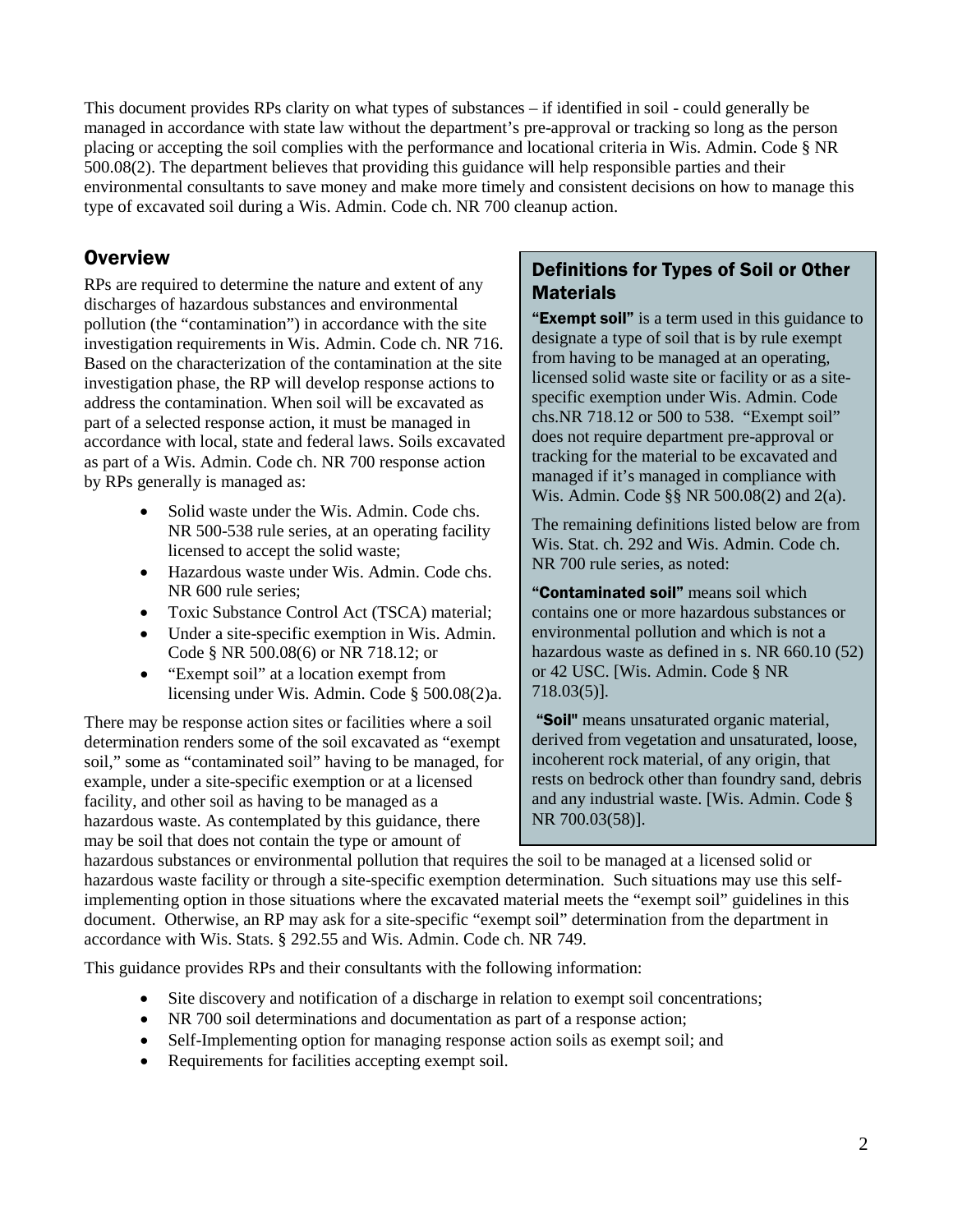This document provides RPs clarity on what types of substances – if identified in soil - could generally be managed in accordance with state law without the department's pre-approval or tracking so long as the person placing or accepting the soil complies with the performance and locational criteria in Wis. Admin. Code § NR 500.08(2). The department believes that providing this guidance will help responsible parties and their environmental consultants to save money and make more timely and consistent decisions on how to manage this type of excavated soil during a Wis. Admin. Code ch. NR 700 cleanup action.

## Overview

RPs are required to determine the nature and extent of any discharges of hazardous substances and environmental pollution (the "contamination") in accordance with the site investigation requirements in Wis. Admin. Code ch. NR 716. Based on the characterization of the contamination at the site investigation phase, the RP will develop response actions to address the contamination. When soil will be excavated as part of a selected response action, it must be managed in accordance with local, state and federal laws. Soils excavated as part of a Wis. Admin. Code ch. NR 700 response action by RPs generally is managed as:

- Solid waste under the Wis. Admin. Code chs. NR 500-538 rule series, at an operating facility licensed to accept the solid waste;
- Hazardous waste under Wis. Admin. Code chs. NR 600 rule series;
- Toxic Substance Control Act (TSCA) material;
- Under a site-specific exemption in Wis. Admin. Code § NR 500.08(6) or NR 718.12; or
- "Exempt soil" at a location exempt from licensing under Wis. Admin. Code § 500.08(2)a.

There may be response action sites or facilities where a soil determination renders some of the soil excavated as "exempt soil," some as "contaminated soil" having to be managed, for example, under a site-specific exemption or at a licensed facility, and other soil as having to be managed as a hazardous waste. As contemplated by this guidance, there may be soil that does not contain the type or amount of hazardous substances or environmental pollution that requires the soil to be managed at a licensed solid or hazardous waste facility or through a site-specific exemption determination. Such situations may use this self-implementing option in those situations where the excavated material meets the "exempt soil" guidelines in this document. Otherwise, an RP may ask for a site-specific "exempt soil" determination from the department in accordance with Wis. Stats. § 292.55 and Wis. Admin. Code ch. NR 749.

### Definitions for Types of Soil or Other Materials

**"Exempt soil"** is a term used in this guidance to designate a type of soil that is by rule exempt from having to be managed at an operating, licensed solid waste site or facility or as a site-specific exemption under Wis. Admin. Code chs.NR 718.12 or 500 to 538. "Exempt soil" does not require department pre-approval or tracking for the material to be excavated and managed if it's managed in compliance with Wis. Admin. Code §§ NR 500.08(2) and 2(a).

The remaining definitions listed below are from Wis. Stat. ch. 292 and Wis. Admin. Code ch. NR 700 rule series, as noted:

**"Contaminated soil"** means soil which contains one or more hazardous substances or environmental pollution and which is not a hazardous waste as defined in s. NR 660.10 (52) or 42 USC. [Wis. Admin. Code § NR 718.03(5)].

**"Soil"** means unsaturated organic material, derived from vegetation and unsaturated, loose, incoherent rock material, of any origin, that rests on bedrock other than foundry sand, debris and any industrial waste. [Wis. Admin. Code § NR 700.03(58)].

This guidance provides RPs and their consultants with the following information:

- Site discovery and notification of a discharge in relation to exempt soil concentrations;
- NR 700 soil determinations and documentation as part of a response action;
- Self-Implementing option for managing response action soils as exempt soil; and
- Requirements for facilities accepting exempt soil.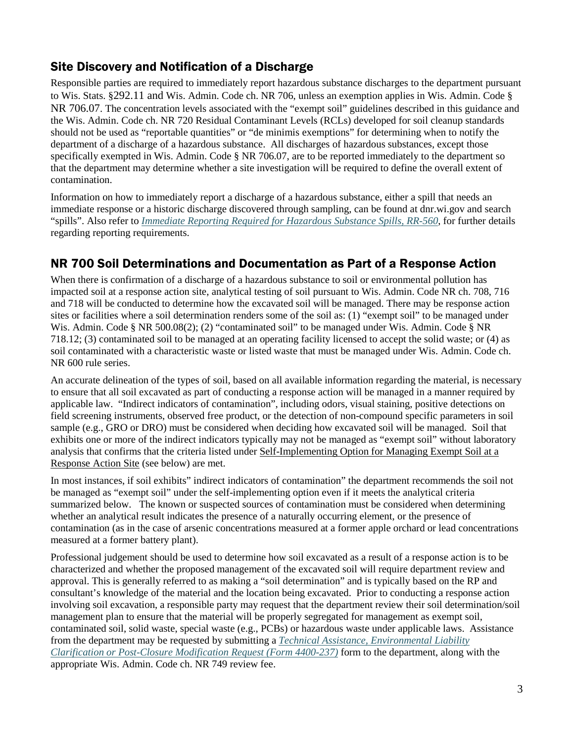## Site Discovery and Notification of a Discharge

Responsible parties are required to immediately report hazardous substance discharges to the department pursuant to Wis. Stats. §292.11 and Wis. Admin. Code ch. NR 706, unless an exemption applies in Wis. Admin. Code § NR 706.07. The concentration levels associated with the "exempt soil" guidelines described in this guidance and the Wis. Admin. Code ch. NR 720 Residual Contaminant Levels (RCLs) developed for soil cleanup standards should not be used as "reportable quantities" or "de minimis exemptions" for determining when to notify the department of a discharge of a hazardous substance. All discharges of hazardous substances, except those specifically exempted in Wis. Admin. Code § NR 706.07, are to be reported immediately to the department so that the department may determine whether a site investigation will be required to define the overall extent of contamination.

Information on how to immediately report a discharge of a hazardous substance, either a spill that needs an immediate response or a historic discharge discovered through sampling, can be found at dnr.wi.gov and search "spills". Also refer to *Immediate Reporting Required for Hazardous Substance Spills, RR-560*, for further details regarding reporting requirements.

## NR 700 Soil Determinations and Documentation as Part of a Response Action

When there is confirmation of a discharge of a hazardous substance to soil or environmental pollution has impacted soil at a response action site, analytical testing of soil pursuant to Wis. Admin. Code NR ch. 708, 716 and 718 will be conducted to determine how the excavated soil will be managed. There may be response action sites or facilities where a soil determination renders some of the soil as: (1) "exempt soil" to be managed under Wis. Admin. Code § NR 500.08(2); (2) "contaminated soil" to be managed under Wis. Admin. Code § NR 718.12; (3) contaminated soil to be managed at an operating facility licensed to accept the solid waste; or (4) as soil contaminated with a characteristic waste or listed waste that must be managed under Wis. Admin. Code ch. NR 600 rule series.

An accurate delineation of the types of soil, based on all available information regarding the material, is necessary to ensure that all soil excavated as part of conducting a response action will be managed in a manner required by applicable law. "Indirect indicators of contamination", including odors, visual staining, positive detections on field screening instruments, observed free product, or the detection of non-compound specific parameters in soil sample (e.g., GRO or DRO) must be considered when deciding how excavated soil will be managed. Soil that exhibits one or more of the indirect indicators typically may not be managed as "exempt soil" without laboratory analysis that confirms that the criteria listed under Self-Implementing Option for Managing Exempt Soil at a Response Action Site (see below) are met.

In most instances, if soil exhibits" indirect indicators of contamination" the department recommends the soil not be managed as "exempt soil" under the self-implementing option even if it meets the analytical criteria summarized below. The known or suspected sources of contamination must be considered when determining whether an analytical result indicates the presence of a naturally occurring element, or the presence of contamination (as in the case of arsenic concentrations measured at a former apple orchard or lead concentrations measured at a former battery plant).

Professional judgement should be used to determine how soil excavated as a result of a response action is to be characterized and whether the proposed management of the excavated soil will require department review and approval. This is generally referred to as making a "soil determination" and is typically based on the RP and consultant's knowledge of the material and the location being excavated. Prior to conducting a response action involving soil excavation, a responsible party may request that the department review their soil determination/soil management plan to ensure that the material will be properly segregated for management as exempt soil, contaminated soil, solid waste, special waste (e.g., PCBs) or hazardous waste under applicable laws. Assistance from the department may be requested by submitting a *Technical Assistance, Environmental Liability Clarification or Post-Closure Modification Request (Form 4400-237)* form to the department, along with the appropriate Wis. Admin. Code ch. NR 749 review fee.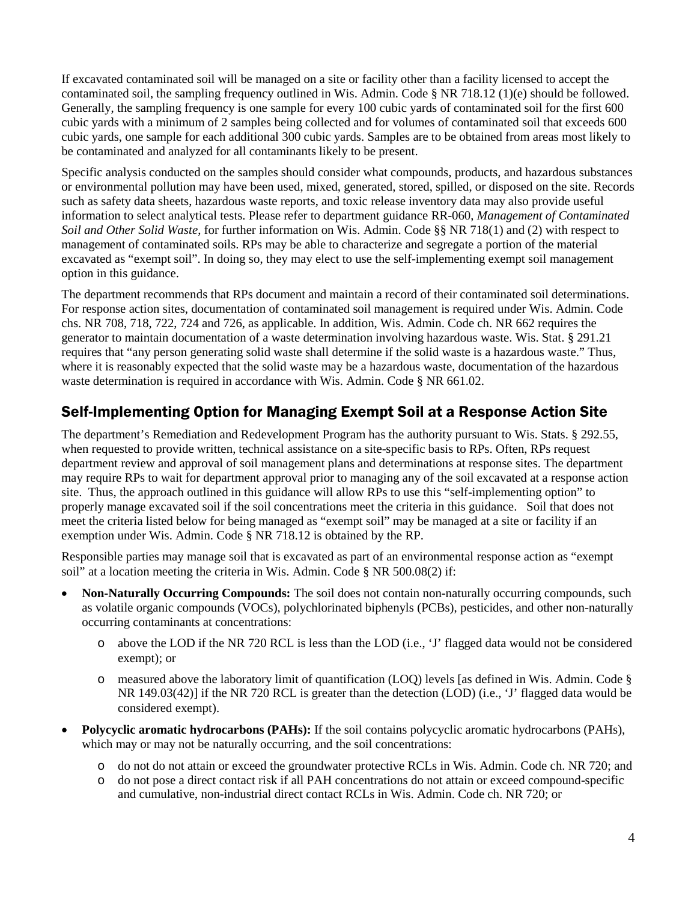If excavated contaminated soil will be managed on a site or facility other than a facility licensed to accept the contaminated soil, the sampling frequency outlined in Wis. Admin. Code § NR 718.12 (1)(e) should be followed. Generally, the sampling frequency is one sample for every 100 cubic yards of contaminated soil for the first 600 cubic yards with a minimum of 2 samples being collected and for volumes of contaminated soil that exceeds 600 cubic yards, one sample for each additional 300 cubic yards. Samples are to be obtained from areas most likely to be contaminated and analyzed for all contaminants likely to be present.

Specific analysis conducted on the samples should consider what compounds, products, and hazardous substances or environmental pollution may have been used, mixed, generated, stored, spilled, or disposed on the site. Records such as safety data sheets, hazardous waste reports, and toxic release inventory data may also provide useful information to select analytical tests. Please refer to department guidance RR-060, *Management of Contaminated Soil and Other Solid Waste*, for further information on Wis. Admin. Code §§ NR 718(1) and (2) with respect to management of contaminated soils. RPs may be able to characterize and segregate a portion of the material excavated as "exempt soil". In doing so, they may elect to use the self-implementing exempt soil management option in this guidance.

The department recommends that RPs document and maintain a record of their contaminated soil determinations. For response action sites, documentation of contaminated soil management is required under Wis. Admin. Code chs. NR 708, 718, 722, 724 and 726, as applicable. In addition, Wis. Admin. Code ch. NR 662 requires the generator to maintain documentation of a waste determination involving hazardous waste. Wis. Stat. § 291.21 requires that "any person generating solid waste shall determine if the solid waste is a hazardous waste." Thus, where it is reasonably expected that the solid waste may be a hazardous waste, documentation of the hazardous waste determination is required in accordance with Wis. Admin. Code § NR 661.02.

## Self-Implementing Option for Managing Exempt Soil at a Response Action Site

The department's Remediation and Redevelopment Program has the authority pursuant to Wis. Stats. § 292.55, when requested to provide written, technical assistance on a site-specific basis to RPs. Often, RPs request department review and approval of soil management plans and determinations at response sites. The department may require RPs to wait for department approval prior to managing any of the soil excavated at a response action site. Thus, the approach outlined in this guidance will allow RPs to use this "self-implementing option" to properly manage excavated soil if the soil concentrations meet the criteria in this guidance. Soil that does not meet the criteria listed below for being managed as "exempt soil" may be managed at a site or facility if an exemption under Wis. Admin. Code § NR 718.12 is obtained by the RP.

Responsible parties may manage soil that is excavated as part of an environmental response action as "exempt soil" at a location meeting the criteria in Wis. Admin. Code § NR 500.08(2) if:

- **Non-Naturally Occurring Compounds:** The soil does not contain non-naturally occurring compounds, such as volatile organic compounds (VOCs), polychlorinated biphenyls (PCBs), pesticides, and other non-naturally occurring contaminants at concentrations:
  - above the LOD if the NR 720 RCL is less than the LOD (i.e., 'J' flagged data would not be considered exempt); or
  - measured above the laboratory limit of quantification (LOQ) levels [as defined in Wis. Admin. Code § NR 149.03(42)] if the NR 720 RCL is greater than the detection (LOD) (i.e., 'J' flagged data would be considered exempt).
- **Polycyclic aromatic hydrocarbons (PAHs):** If the soil contains polycyclic aromatic hydrocarbons (PAHs), which may or may not be naturally occurring, and the soil concentrations:
  - do not do not attain or exceed the groundwater protective RCLs in Wis. Admin. Code ch. NR 720; and
  - do not pose a direct contact risk if all PAH concentrations do not attain or exceed compound-specific and cumulative, non-industrial direct contact RCLs in Wis. Admin. Code ch. NR 720; or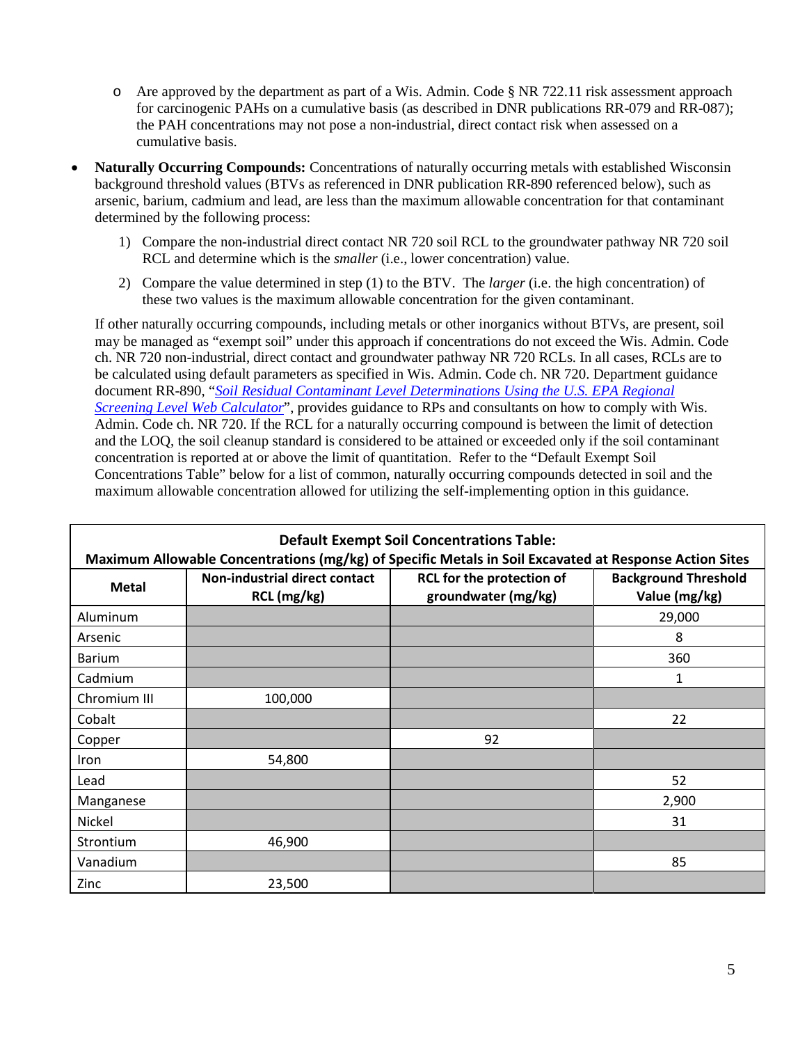- Are approved by the department as part of a Wis. Admin. Code § NR 722.11 risk assessment approach for carcinogenic PAHs on a cumulative basis (as described in DNR publications RR-079 and RR-087); the PAH concentrations may not pose a non-industrial, direct contact risk when assessed on a cumulative basis.

- **Naturally Occurring Compounds:** Concentrations of naturally occurring metals with established Wisconsin background threshold values (BTVs as referenced in DNR publication RR-890 referenced below), such as arsenic, barium, cadmium and lead, are less than the maximum allowable concentration for that contaminant determined by the following process:

  1) Compare the non-industrial direct contact NR 720 soil RCL to the groundwater pathway NR 720 soil RCL and determine which is the *smaller* (i.e., lower concentration) value.
  2) Compare the value determined in step (1) to the BTV. The *larger* (i.e. the high concentration) of these two values is the maximum allowable concentration for the given contaminant.

  If other naturally occurring compounds, including metals or other inorganics without BTVs, are present, soil may be managed as "exempt soil" under this approach if concentrations do not exceed the Wis. Admin. Code ch. NR 720 non-industrial, direct contact and groundwater pathway NR 720 RCLs. In all cases, RCLs are to be calculated using default parameters as specified in Wis. Admin. Code ch. NR 720. Department guidance document RR-890, "*Soil Residual Contaminant Level Determinations Using the U.S. EPA Regional Screening Level Web Calculator*", provides guidance to RPs and consultants on how to comply with Wis. Admin. Code ch. NR 720. If the RCL for a naturally occurring compound is between the limit of detection and the LOQ, the soil cleanup standard is considered to be attained or exceeded only if the soil contaminant concentration is reported at or above the limit of quantitation. Refer to the "Default Exempt Soil Concentrations Table" below for a list of common, naturally occurring compounds detected in soil and the maximum allowable concentration allowed for utilizing the self-implementing option in this guidance.

**Default Exempt Soil Concentrations Table:**
**Maximum Allowable Concentrations (mg/kg) of Specific Metals in Soil Excavated at Response Action Sites**

| Metal | Non-industrial direct contact RCL (mg/kg) | RCL for the protection of groundwater (mg/kg) | Background Threshold Value (mg/kg) |
|---|---|---|---|
| Aluminum | | | 29,000 |
| Arsenic | | | 8 |
| Barium | | | 360 |
| Cadmium | | | 1 |
| Chromium III | 100,000 | | |
| Cobalt | | | 22 |
| Copper | | 92 | |
| Iron | 54,800 | | |
| Lead | | | 52 |
| Manganese | | | 2,900 |
| Nickel | | | 31 |
| Strontium | 46,900 | | |
| Vanadium | | | 85 |
| Zinc | 23,500 | | |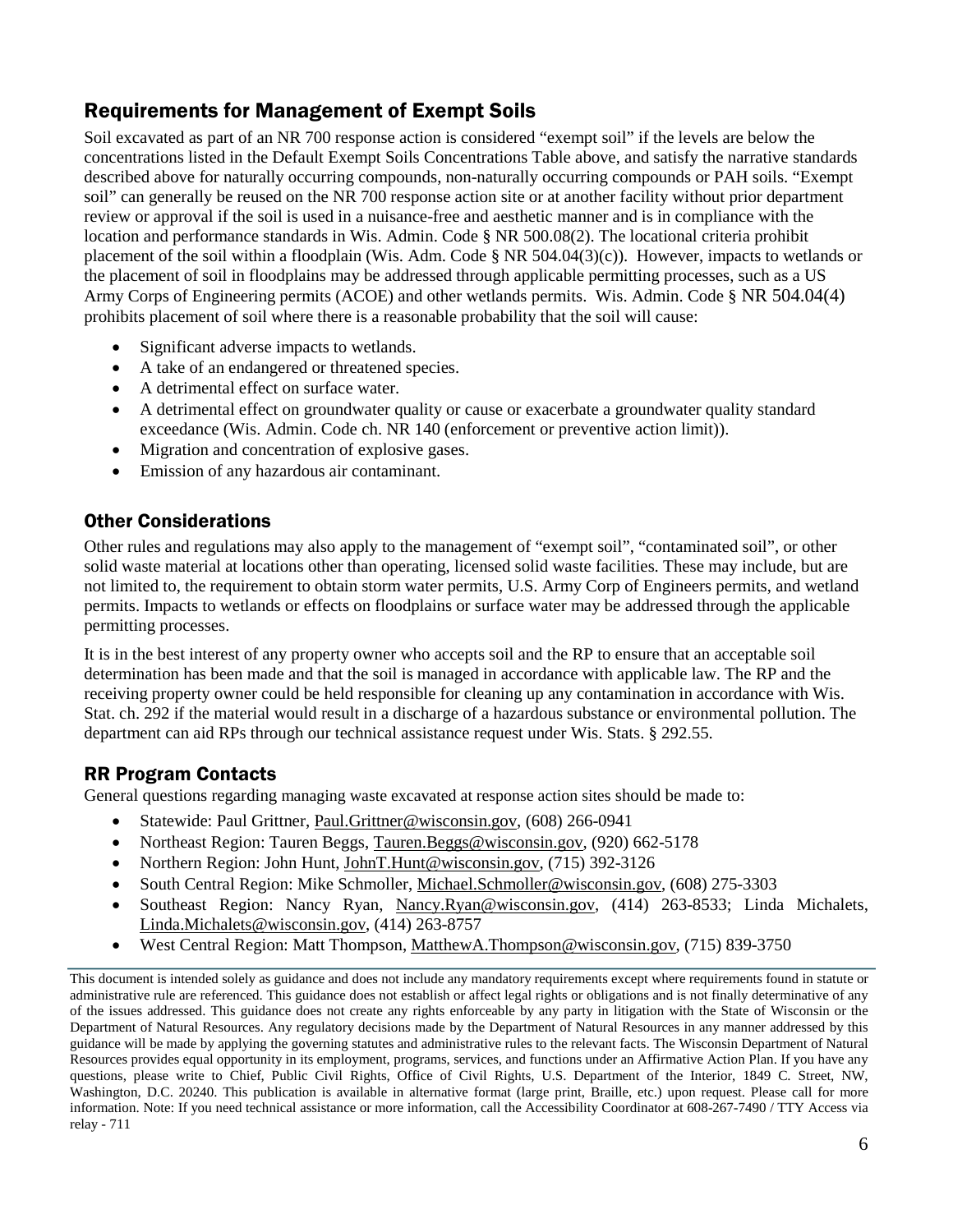## Requirements for Management of Exempt Soils

Soil excavated as part of an NR 700 response action is considered "exempt soil" if the levels are below the concentrations listed in the Default Exempt Soils Concentrations Table above, and satisfy the narrative standards described above for naturally occurring compounds, non-naturally occurring compounds or PAH soils. "Exempt soil" can generally be reused on the NR 700 response action site or at another facility without prior department review or approval if the soil is used in a nuisance-free and aesthetic manner and is in compliance with the location and performance standards in Wis. Admin. Code § NR 500.08(2). The locational criteria prohibit placement of the soil within a floodplain (Wis. Adm. Code § NR 504.04(3)(c)). However, impacts to wetlands or the placement of soil in floodplains may be addressed through applicable permitting processes, such as a US Army Corps of Engineering permits (ACOE) and other wetlands permits. Wis. Admin. Code § NR 504.04(4) prohibits placement of soil where there is a reasonable probability that the soil will cause:

- Significant adverse impacts to wetlands.
- A take of an endangered or threatened species.
- A detrimental effect on surface water.
- A detrimental effect on groundwater quality or cause or exacerbate a groundwater quality standard exceedance (Wis. Admin. Code ch. NR 140 (enforcement or preventive action limit)).
- Migration and concentration of explosive gases.
- Emission of any hazardous air contaminant.

### Other Considerations

Other rules and regulations may also apply to the management of "exempt soil", "contaminated soil", or other solid waste material at locations other than operating, licensed solid waste facilities. These may include, but are not limited to, the requirement to obtain storm water permits, U.S. Army Corp of Engineers permits, and wetland permits. Impacts to wetlands or effects on floodplains or surface water may be addressed through the applicable permitting processes.

It is in the best interest of any property owner who accepts soil and the RP to ensure that an acceptable soil determination has been made and that the soil is managed in accordance with applicable law. The RP and the receiving property owner could be held responsible for cleaning up any contamination in accordance with Wis. Stat. ch. 292 if the material would result in a discharge of a hazardous substance or environmental pollution. The department can aid RPs through our technical assistance request under Wis. Stats. § 292.55.

### RR Program Contacts

General questions regarding managing waste excavated at response action sites should be made to:

- Statewide: Paul Grittner, Paul.Grittner@wisconsin.gov, (608) 266-0941
- Northeast Region: Tauren Beggs, Tauren.Beggs@wisconsin.gov, (920) 662-5178
- Northern Region: John Hunt, JohnT.Hunt@wisconsin.gov, (715) 392-3126
- South Central Region: Mike Schmoller, Michael.Schmoller@wisconsin.gov, (608) 275-3303
- Southeast Region: Nancy Ryan, Nancy.Ryan@wisconsin.gov, (414) 263-8533; Linda Michalets, Linda.Michalets@wisconsin.gov, (414) 263-8757
- West Central Region: Matt Thompson, MatthewA.Thompson@wisconsin.gov, (715) 839-3750

This document is intended solely as guidance and does not include any mandatory requirements except where requirements found in statute or administrative rule are referenced. This guidance does not establish or affect legal rights or obligations and is not finally determinative of any of the issues addressed. This guidance does not create any rights enforceable by any party in litigation with the State of Wisconsin or the Department of Natural Resources. Any regulatory decisions made by the Department of Natural Resources in any manner addressed by this guidance will be made by applying the governing statutes and administrative rules to the relevant facts. The Wisconsin Department of Natural Resources provides equal opportunity in its employment, programs, services, and functions under an Affirmative Action Plan. If you have any questions, please write to Chief, Public Civil Rights, Office of Civil Rights, U.S. Department of the Interior, 1849 C. Street, NW, Washington, D.C. 20240. This publication is available in alternative format (large print, Braille, etc.) upon request. Please call for more information. Note: If you need technical assistance or more information, call the Accessibility Coordinator at 608-267-7490 / TTY Access via relay - 711